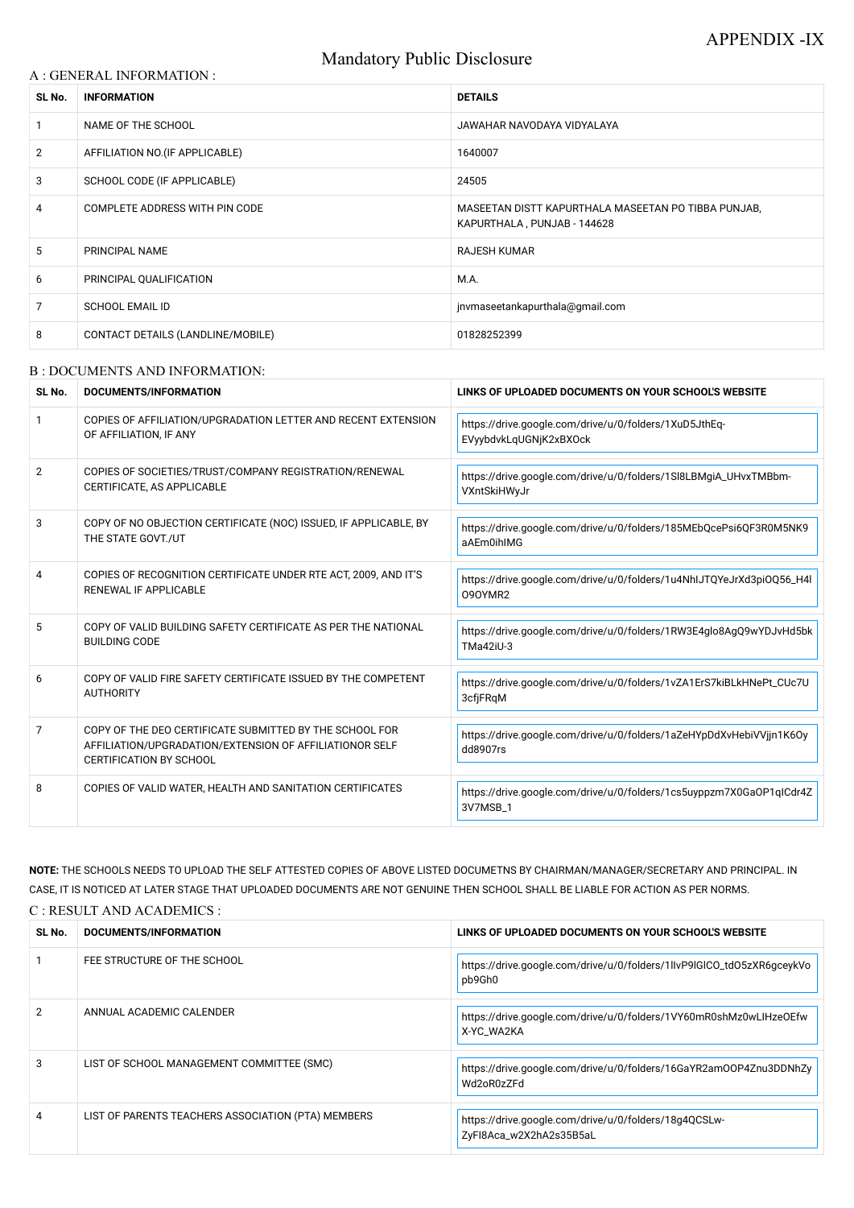APPENDIX -IX

# Mandatory Public Disclosure

## A : GENERAL INFORMATION :

| SL No. | INFORMATION | DETAILS |
|---|---|---|
| 1 | NAME OF THE SCHOOL | JAWAHAR NAVODAYA VIDYALAYA |
| 2 | AFFILIATION NO.(IF APPLICABLE) | 1640007 |
| 3 | SCHOOL CODE (IF APPLICABLE) | 24505 |
| 4 | COMPLETE ADDRESS WITH PIN CODE | MASEETAN DISTT KAPURTHALA MASEETAN PO TIBBA PUNJAB, KAPURTHALA , PUNJAB - 144628 |
| 5 | PRINCIPAL NAME | RAJESH KUMAR |
| 6 | PRINCIPAL QUALIFICATION | M.A. |
| 7 | SCHOOL EMAIL ID | jnvmaseetankapurthala@gmail.com |
| 8 | CONTACT DETAILS (LANDLINE/MOBILE) | 01828252399 |

## B : DOCUMENTS AND INFORMATION:

| SL No. | DOCUMENTS/INFORMATION | LINKS OF UPLOADED DOCUMENTS ON YOUR SCHOOL'S WEBSITE |
|---|---|---|
| 1 | COPIES OF AFFILIATION/UPGRADATION LETTER AND RECENT EXTENSION OF AFFILIATION, IF ANY | https://drive.google.com/drive/u/0/folders/1XuD5JthEq-EVyybdvkLqUGNjK2xBXOck |
| 2 | COPIES OF SOCIETIES/TRUST/COMPANY REGISTRATION/RENEWAL CERTIFICATE, AS APPLICABLE | https://drive.google.com/drive/u/0/folders/1Sl8LBMgiA_UHvxTMBbm-VXntSkiHWyJr |
| 3 | COPY OF NO OBJECTION CERTIFICATE (NOC) ISSUED, IF APPLICABLE, BY THE STATE GOVT./UT | https://drive.google.com/drive/u/0/folders/185MEbQcePsi6QF3R0M5NK9aAEm0ihIMG |
| 4 | COPIES OF RECOGNITION CERTIFICATE UNDER RTE ACT, 2009, AND IT'S RENEWAL IF APPLICABLE | https://drive.google.com/drive/u/0/folders/1u4NhlJTQYeJrXd3piOQ56_H4lO9OYMR2 |
| 5 | COPY OF VALID BUILDING SAFETY CERTIFICATE AS PER THE NATIONAL BUILDING CODE | https://drive.google.com/drive/u/0/folders/1RW3E4glo8AgQ9wYDJvHd5bkTMa42iU-3 |
| 6 | COPY OF VALID FIRE SAFETY CERTIFICATE ISSUED BY THE COMPETENT AUTHORITY | https://drive.google.com/drive/u/0/folders/1vZA1ErS7kiBLkHNePt_CUc7U3cfjFRqM |
| 7 | COPY OF THE DEO CERTIFICATE SUBMITTED BY THE SCHOOL FOR AFFILIATION/UPGRADATION/EXTENSION OF AFFILIATIONOR SELF CERTIFICATION BY SCHOOL | https://drive.google.com/drive/u/0/folders/1aZeHYpDdXvHebiVVjjn1K6Oydd8907rs |
| 8 | COPIES OF VALID WATER, HEALTH AND SANITATION CERTIFICATES | https://drive.google.com/drive/u/0/folders/1cs5uyppzm7X0GaOP1qICdr4Z3V7MSB_1 |

**NOTE:** THE SCHOOLS NEEDS TO UPLOAD THE SELF ATTESTED COPIES OF ABOVE LISTED DOCUMETNS BY CHAIRMAN/MANAGER/SECRETARY AND PRINCIPAL. IN CASE, IT IS NOTICED AT LATER STAGE THAT UPLOADED DOCUMENTS ARE NOT GENUINE THEN SCHOOL SHALL BE LIABLE FOR ACTION AS PER NORMS.

## C : RESULT AND ACADEMICS :

| SL No. | DOCUMENTS/INFORMATION | LINKS OF UPLOADED DOCUMENTS ON YOUR SCHOOL'S WEBSITE |
|---|---|---|
| 1 | FEE STRUCTURE OF THE SCHOOL | https://drive.google.com/drive/u/0/folders/1llvP9lGlCO_tdO5zXR6gceykVopb9Gh0 |
| 2 | ANNUAL ACADEMIC CALENDER | https://drive.google.com/drive/u/0/folders/1VY60mR0shMz0wLIHzeOEfwX-YC_WA2KA |
| 3 | LIST OF SCHOOL MANAGEMENT COMMITTEE (SMC) | https://drive.google.com/drive/u/0/folders/16GaYR2amOOP4Znu3DDNhZyWd2oR0zZFd |
| 4 | LIST OF PARENTS TEACHERS ASSOCIATION (PTA) MEMBERS | https://drive.google.com/drive/u/0/folders/18g4QCSLw-ZyFI8Aca_w2X2hA2s35B5aL |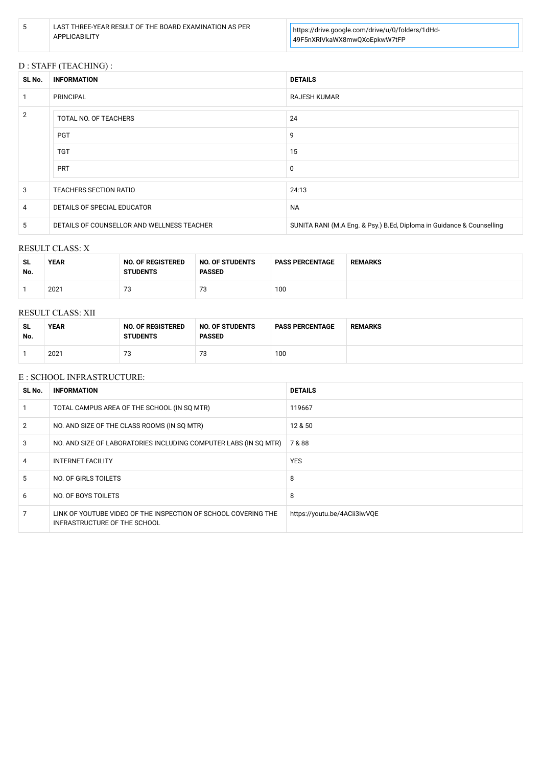| | | |
|---|---|---|
| 5 | LAST THREE-YEAR RESULT OF THE BOARD EXAMINATION AS PER APPLICABILITY | https://drive.google.com/drive/u/0/folders/1dHd-49F5nXRlVkaWX8mwQXoEpkwW7tFP |

## D : STAFF (TEACHING) :

| SL No. | INFORMATION | DETAILS |
|---|---|---|
| 1 | PRINCIPAL | RAJESH KUMAR |
| 2 | TOTAL NO. OF TEACHERS | 24 |
| | PGT | 9 |
| | TGT | 15 |
| | PRT | 0 |
| 3 | TEACHERS SECTION RATIO | 24:13 |
| 4 | DETAILS OF SPECIAL EDUCATOR | NA |
| 5 | DETAILS OF COUNSELLOR AND WELLNESS TEACHER | SUNITA RANI (M.A Eng. & Psy.) B.Ed, Diploma in Guidance & Counselling |

## RESULT CLASS: X

| SL No. | YEAR | NO. OF REGISTERED STUDENTS | NO. OF STUDENTS PASSED | PASS PERCENTAGE | REMARKS |
|---|---|---|---|---|---|
| 1 | 2021 | 73 | 73 | 100 | |

## RESULT CLASS: XII

| SL No. | YEAR | NO. OF REGISTERED STUDENTS | NO. OF STUDENTS PASSED | PASS PERCENTAGE | REMARKS |
|---|---|---|---|---|---|
| 1 | 2021 | 73 | 73 | 100 | |

## E : SCHOOL INFRASTRUCTURE:

| SL No. | INFORMATION | DETAILS |
|---|---|---|
| 1 | TOTAL CAMPUS AREA OF THE SCHOOL (IN SQ MTR) | 119667 |
| 2 | NO. AND SIZE OF THE CLASS ROOMS (IN SQ MTR) | 12 & 50 |
| 3 | NO. AND SIZE OF LABORATORIES INCLUDING COMPUTER LABS (IN SQ MTR) | 7 & 88 |
| 4 | INTERNET FACILITY | YES |
| 5 | NO. OF GIRLS TOILETS | 8 |
| 6 | NO. OF BOYS TOILETS | 8 |
| 7 | LINK OF YOUTUBE VIDEO OF THE INSPECTION OF SCHOOL COVERING THE INFRASTRUCTURE OF THE SCHOOL | https://youtu.be/4ACii3iwVQE |